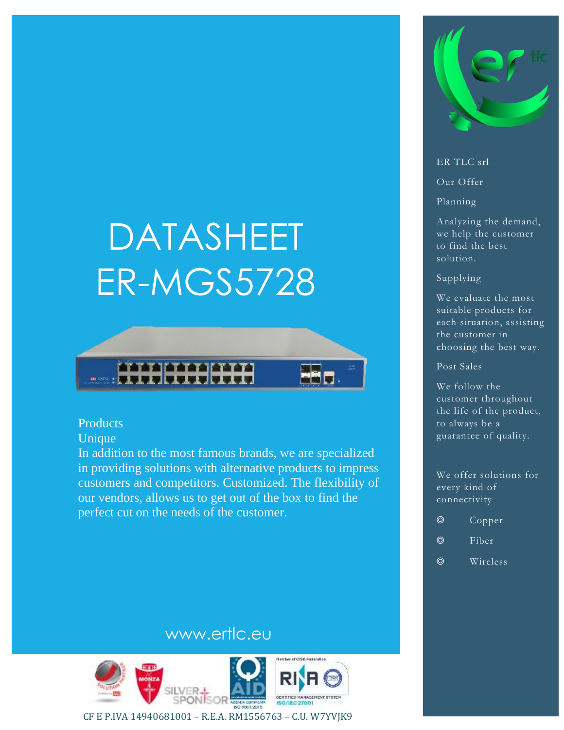# DATASHEET ER-MGS5728

Products

Unique

In addition to the most famous brands, we are specialized in providing solutions with alternative products to impress customers and competitors. Customized. The flexibility of our vendors, allows us to get out of the box to find the perfect cut on the needs of the customer.

www.ertlc.eu

ER TLC srl

Our Offer

Planning

Analyzing the demand, we help the customer to find the best solution.

Supplying

We evaluate the most suitable products for each situation, assisting the customer in choosing the best way.

Post Sales

We follow the customer throughout the life of the product, to always be a guarantee of quality.

We offer solutions for every kind of connectivity

- Copper
- Fiber
- Wireless

CF E P.IVA 14940681001 – R.E.A. RM1556763 – C.U. W7YVJK9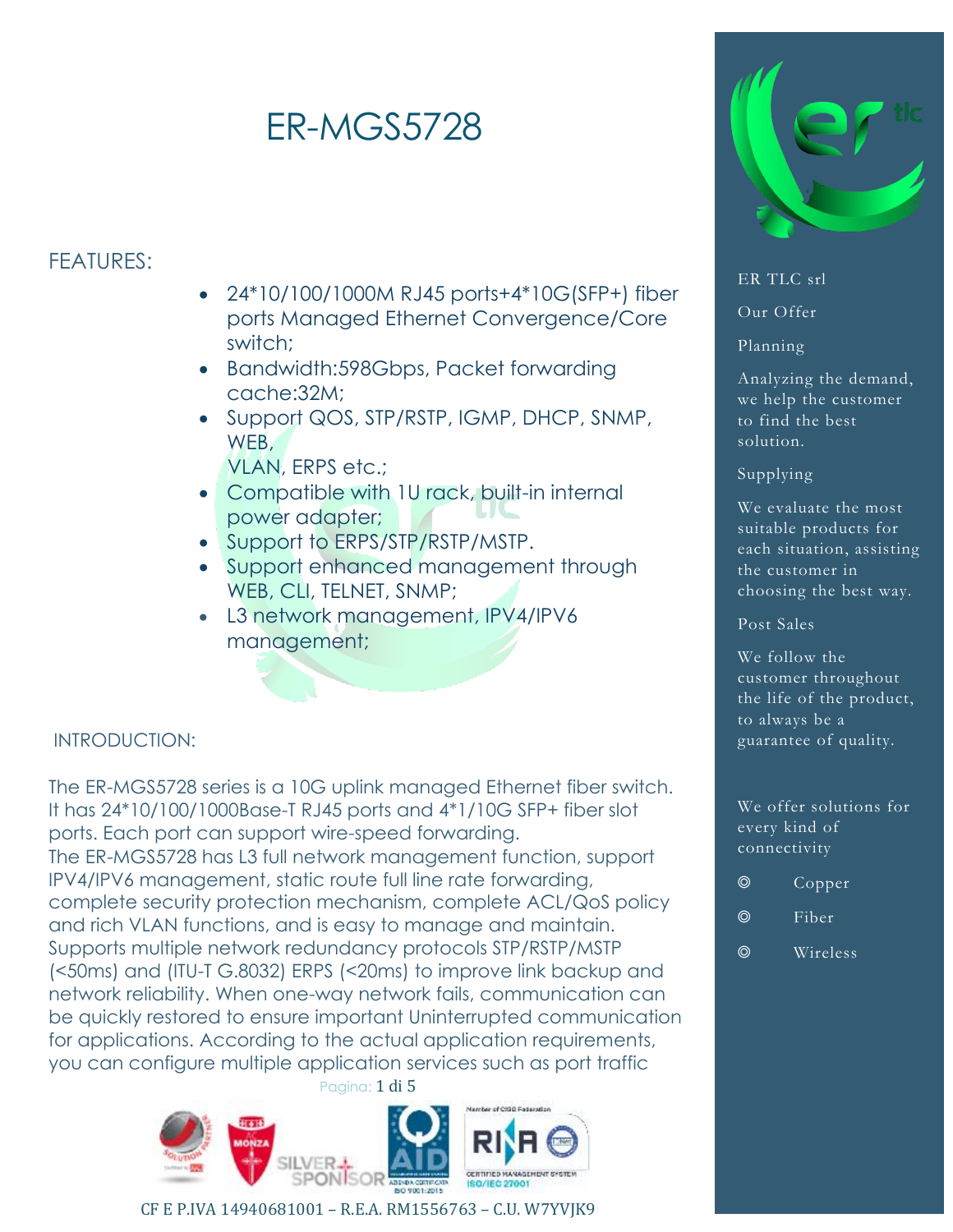# ER-MGS5728

## FEATURES:

- 24*10/100/1000M RJ45 ports+4*10G(SFP+) fiber ports Managed Ethernet Convergence/Core switch;
- Bandwidth:598Gbps, Packet forwarding cache:32M;
- Support QOS, STP/RSTP, IGMP, DHCP, SNMP, WEB, VLAN, ERPS etc.;
- Compatible with 1U rack, built-in internal power adapter;
- Support to ERPS/STP/RSTP/MSTP.
- Support enhanced management through WEB, CLI, TELNET, SNMP;
- L3 network management, IPV4/IPV6 management;

## INTRODUCTION:

The ER-MGS5728 series is a 10G uplink managed Ethernet fiber switch. It has 24*10/100/1000Base-T RJ45 ports and 4*1/10G SFP+ fiber slot ports. Each port can support wire-speed forwarding.
The ER-MGS5728 has L3 full network management function, support IPV4/IPV6 management, static route full line rate forwarding, complete security protection mechanism, complete ACL/QoS policy and rich VLAN functions, and is easy to manage and maintain. Supports multiple network redundancy protocols STP/RSTP/MSTP (<50ms) and (ITU-T G.8032) ERPS (<20ms) to improve link backup and network reliability. When one-way network fails, communication can be quickly restored to ensure important Uninterrupted communication for applications. According to the actual application requirements, you can configure multiple application services such as port traffic

ER TLC srl

Our Offer

Planning

Analyzing the demand, we help the customer to find the best solution.

Supplying

We evaluate the most suitable products for each situation, assisting the customer in choosing the best way.

Post Sales

We follow the customer throughout the life of the product, to always be a guarantee of quality.

We offer solutions for every kind of connectivity

- Copper
- Fiber
- Wireless

CF E P.IVA 14940681001 – R.E.A. RM1556763 – C.U. W7YVJK9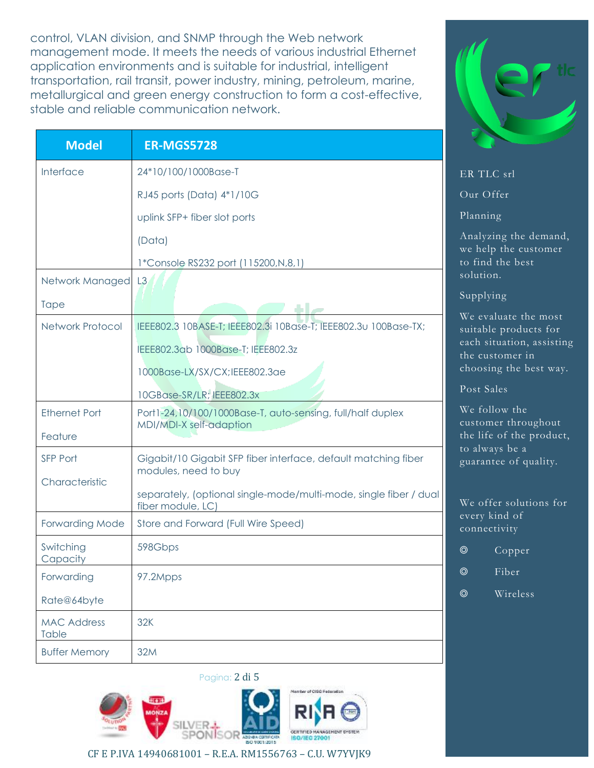control, VLAN division, and SNMP through the Web network management mode. It meets the needs of various industrial Ethernet application environments and is suitable for industrial, intelligent transportation, rail transit, power industry, mining, petroleum, marine, metallurgical and green energy construction to form a cost-effective, stable and reliable communication network.

| Model | ER-MGS5728 |
|---|---|
| Interface | 24*10/100/1000Base-T<br>RJ45 ports (Data) 4*1/10G<br>uplink SFP+ fiber slot ports<br>(Data)<br>1*Console RS232 port (115200,N,8,1) |
| Network Managed Tape | L3 |
| Network Protocol | IEEE802.3 10BASE-T; IEEE802.3i 10Base-T; IEEE802.3u 100Base-TX;<br>IEEE802.3ab 1000Base-T; IEEE802.3z<br>1000Base-LX/SX/CX;IEEE802.3ae<br>10GBase-SR/LR; IEEE802.3x |
| Ethernet Port Feature | Port1-24,10/100/1000Base-T, auto-sensing, full/half duplex MDI/MDI-X self-adaption |
| SFP Port Characteristic | Gigabit/10 Gigabit SFP fiber interface, default matching fiber modules, need to buy<br>separately, (optional single-mode/multi-mode, single fiber / dual fiber module, LC) |
| Forwarding Mode | Store and Forward (Full Wire Speed) |
| Switching Capacity | 598Gbps |
| Forwarding Rate@64byte | 97.2Mpps |
| MAC Address Table | 32K |
| Buffer Memory | 32M |

ER TLC srl

Our Offer

Planning

Analyzing the demand, we help the customer to find the best solution.

Supplying

We evaluate the most suitable products for each situation, assisting the customer in choosing the best way.

Post Sales

We follow the customer throughout the life of the product, to always be a guarantee of quality.

We offer solutions for every kind of connectivity

- Copper
- Fiber
- Wireless

CF E P.IVA 14940681001 – R.E.A. RM1556763 – C.U. W7YVJK9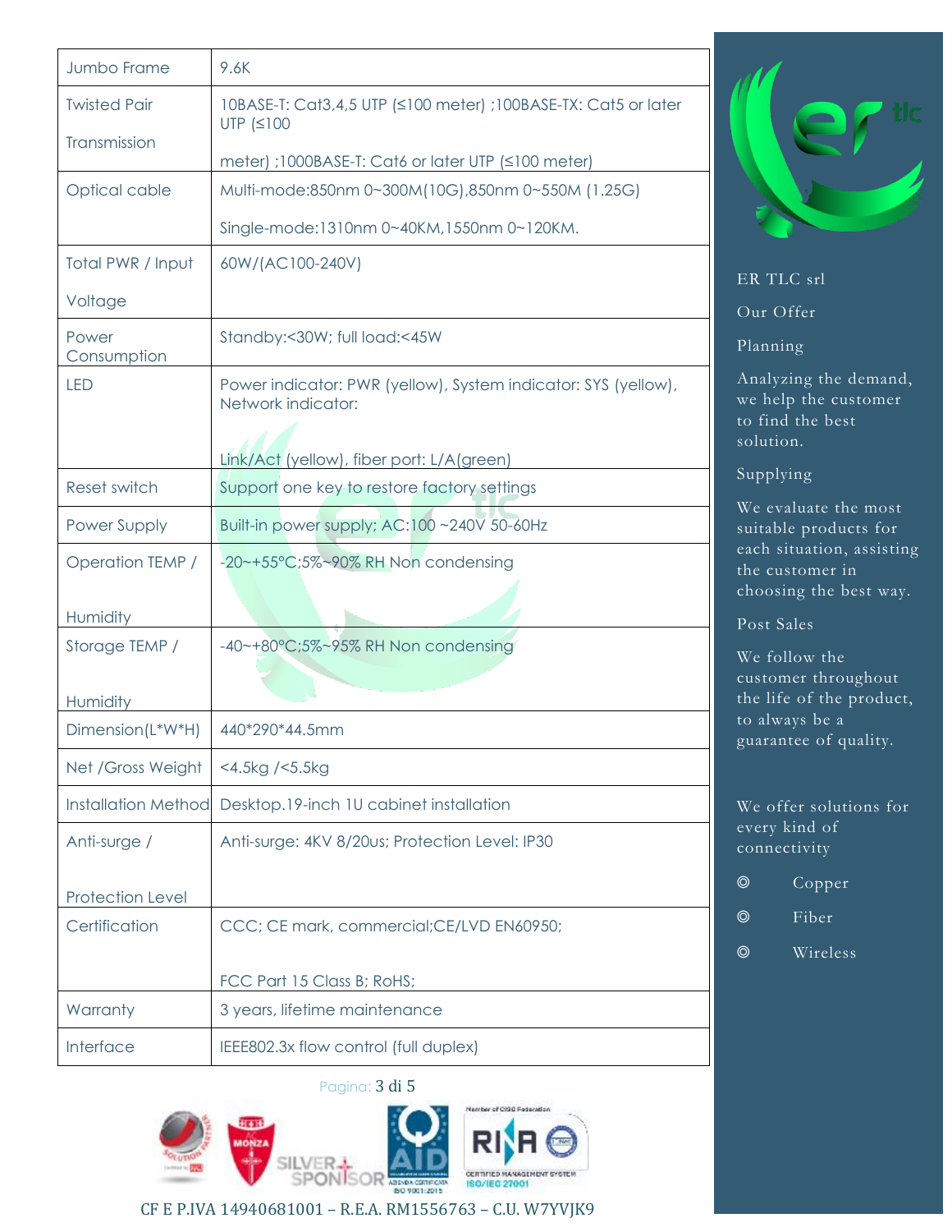| Jumbo Frame | 9.6K |
|---|---|
| Twisted Pair Transmission | 10BASE-T: Cat3,4,5 UTP (≤100 meter) ;100BASE-TX: Cat5 or later UTP (≤100 meter) ;1000BASE-T: Cat6 or later UTP (≤100 meter) |
| Optical cable | Multi-mode:850nm 0~300M(10G),850nm 0~550M (1.25G) Single-mode:1310nm 0~40KM,1550nm 0~120KM. |
| Total PWR / Input Voltage | 60W/(AC100-240V) |
| Power Consumption | Standby:<30W; full load:<45W |
| LED | Power indicator: PWR (yellow), System indicator: SYS (yellow), Network indicator: Link/Act (yellow), fiber port: L/A(green) |
| Reset switch | Support one key to restore factory settings |
| Power Supply | Built-in power supply; AC:100 ~240V 50-60Hz |
| Operation TEMP / Humidity | -20~+55°C;5%~90% RH Non condensing |
| Storage TEMP / Humidity | -40~+80°C;5%~95% RH Non condensing |
| Dimension(L*W*H) | 440*290*44.5mm |
| Net /Gross Weight | <4.5kg /<5.5kg |
| Installation Method | Desktop.19-inch 1U cabinet installation |
| Anti-surge / Protection Level | Anti-surge: 4KV 8/20us; Protection Level: IP30 |
| Certification | CCC; CE mark, commercial;CE/LVD EN60950; FCC Part 15 Class B; RoHS; |
| Warranty | 3 years, lifetime maintenance |
| Interface | IEEE802.3x flow control (full duplex) |

ER TLC srl

Our Offer

Planning

Analyzing the demand, we help the customer to find the best solution.

Supplying

We evaluate the most suitable products for each situation, assisting the customer in choosing the best way.

Post Sales

We follow the customer throughout the life of the product, to always be a guarantee of quality.

We offer solutions for every kind of connectivity

- Copper
- Fiber
- Wireless

CF E P.IVA 14940681001 – R.E.A. RM1556763 – C.U. W7YVJK9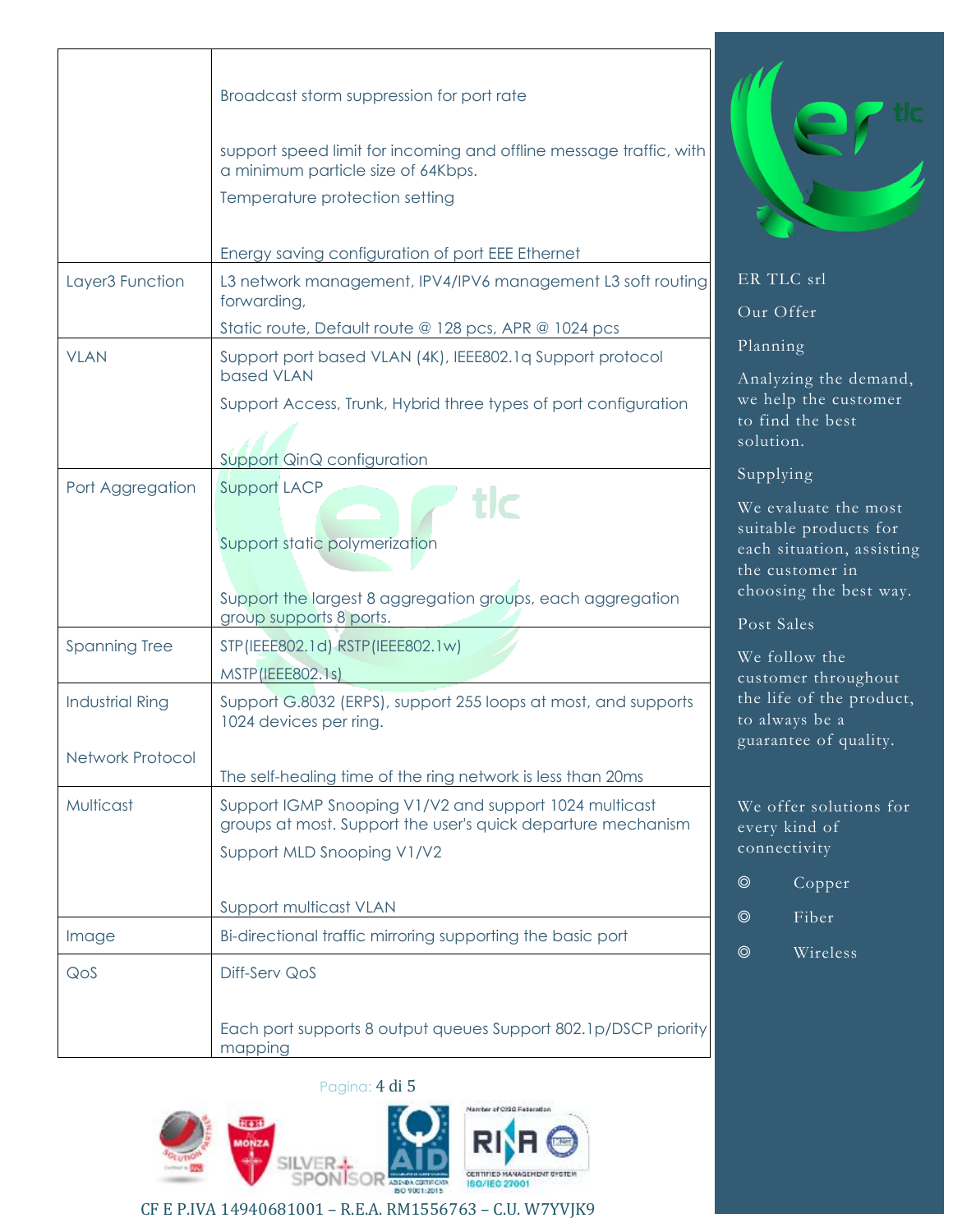| | |
|---|---|
| | Broadcast storm suppression for port rate<br><br>support speed limit for incoming and offline message traffic, with a minimum particle size of 64Kbps.<br><br>Temperature protection setting<br><br>Energy saving configuration of port EEE Ethernet |
| Layer3 Function | L3 network management, IPV4/IPV6 management L3 soft routing forwarding,<br><br>Static route, Default route @ 128 pcs, APR @ 1024 pcs |
| VLAN | Support port based VLAN (4K), IEEE802.1q Support protocol based VLAN<br><br>Support Access, Trunk, Hybrid three types of port configuration<br><br>Support QinQ configuration |
| Port Aggregation | Support LACP<br><br>Support static polymerization<br><br>Support the largest 8 aggregation groups, each aggregation group supports 8 ports. |
| Spanning Tree | STP(IEEE802.1d) RSTP(IEEE802.1w)<br><br>MSTP(IEEE802.1s) |
| Industrial Ring<br><br>Network Protocol | Support G.8032 (ERPS), support 255 loops at most, and supports 1024 devices per ring.<br><br>The self-healing time of the ring network is less than 20ms |
| Multicast | Support IGMP Snooping V1/V2 and support 1024 multicast groups at most. Support the user's quick departure mechanism<br><br>Support MLD Snooping V1/V2<br><br>Support multicast VLAN |
| Image | Bi-directional traffic mirroring supporting the basic port |
| QoS | Diff-Serv QoS<br><br>Each port supports 8 output queues Support 802.1p/DSCP priority mapping |

ER TLC srl

Our Offer

Planning

Analyzing the demand, we help the customer to find the best solution.

Supplying

We evaluate the most suitable products for each situation, assisting the customer in choosing the best way.

Post Sales

We follow the customer throughout the life of the product, to always be a guarantee of quality.

We offer solutions for every kind of connectivity

- Copper
- Fiber
- Wireless

CF E P.IVA 14940681001 – R.E.A. RM1556763 – C.U. W7YVJK9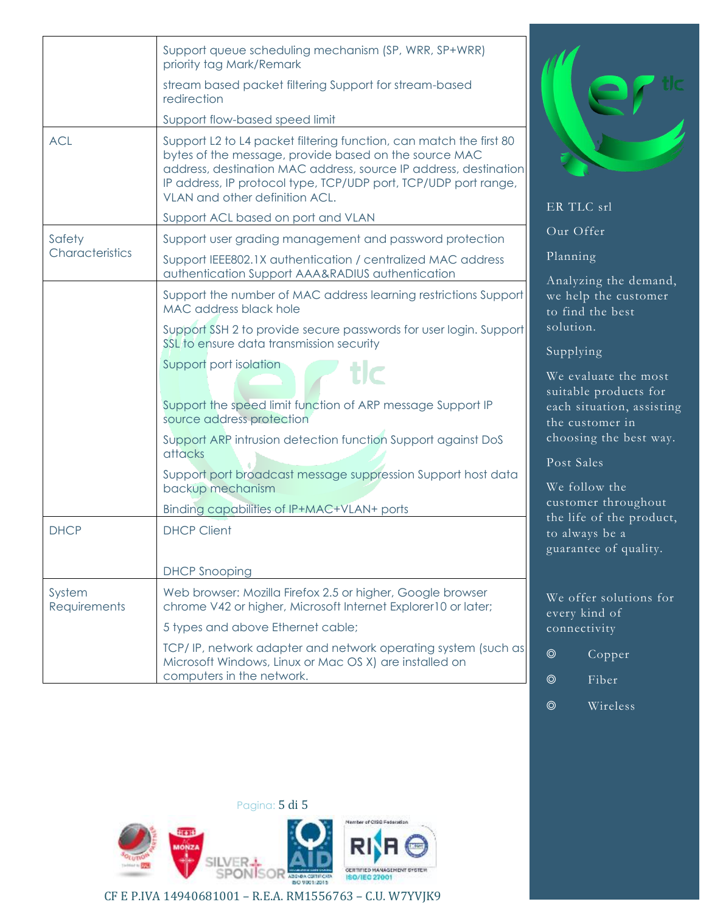| | |
|---|---|
| | Support queue scheduling mechanism (SP, WRR, SP+WRR) priority tag Mark/Remark<br>stream based packet filtering Support for stream-based redirection<br>Support flow-based speed limit |
| ACL | Support L2 to L4 packet filtering function, can match the first 80 bytes of the message, provide based on the source MAC address, destination MAC address, source IP address, destination IP address, IP protocol type, TCP/UDP port, TCP/UDP port range, VLAN and other definition ACL.<br>Support ACL based on port and VLAN |
| Safety Characteristics | Support user grading management and password protection<br>Support IEEE802.1X authentication / centralized MAC address authentication Support AAA&RADIUS authentication |
| | Support the number of MAC address learning restrictions Support MAC address black hole<br>Support SSH 2 to provide secure passwords for user login. Support SSL to ensure data transmission security<br>Support port isolation<br>Support the speed limit function of ARP message Support IP source address protection<br>Support ARP intrusion detection function Support against DoS attacks<br>Support port broadcast message suppression Support host data backup mechanism<br>Binding capabilities of IP+MAC+VLAN+ ports |
| DHCP | DHCP Client<br>DHCP Snooping |
| System Requirements | Web browser: Mozilla Firefox 2.5 or higher, Google browser chrome V42 or higher, Microsoft Internet Explorer10 or later;<br>5 types and above Ethernet cable;<br>TCP/ IP, network adapter and network operating system (such as Microsoft Windows, Linux or Mac OS X) are installed on computers in the network. |

ER TLC srl

Our Offer

Planning

Analyzing the demand, we help the customer to find the best solution.

Supplying

We evaluate the most suitable products for each situation, assisting the customer in choosing the best way.

Post Sales

We follow the customer throughout the life of the product, to always be a guarantee of quality.

We offer solutions for every kind of connectivity

- Copper
- Fiber
- Wireless

CF E P.IVA 14940681001 – R.E.A. RM1556763 – C.U. W7YVJK9